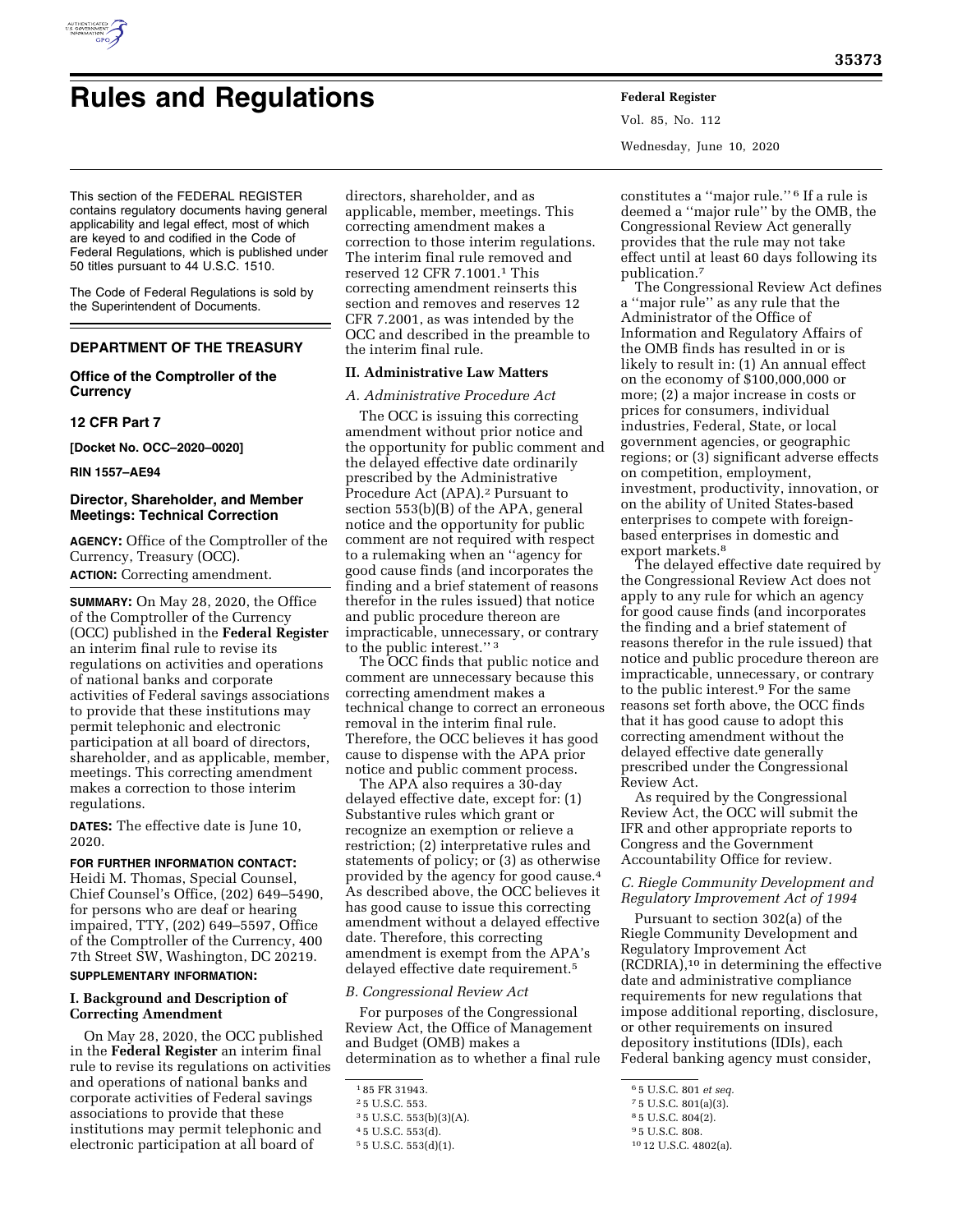# Rules and Regulations

This section of the FEDERAL REGISTER contains regulatory documents having general applicability and legal effect, most of which are keyed to and codified in the Code of Federal Regulations, which is published under 50 titles pursuant to 44 U.S.C. 1510.

The Code of Federal Regulations is sold by the Superintendent of Documents.

## DEPARTMENT OF THE TREASURY

### Office of the Comptroller of the Currency

### 12 CFR Part 7

**[Docket No. OCC–2020–0020]**

**RIN 1557–AE94**

### Director, Shareholder, and Member Meetings: Technical Correction

**AGENCY:** Office of the Comptroller of the Currency, Treasury (OCC).

**ACTION:** Correcting amendment.

**SUMMARY:** On May 28, 2020, the Office of the Comptroller of the Currency (OCC) published in the **Federal Register** an interim final rule to revise its regulations on activities and operations of national banks and corporate activities of Federal savings associations to provide that these institutions may permit telephonic and electronic participation at all board of directors, shareholder, and as applicable, member, meetings. This correcting amendment makes a correction to those interim regulations.

**DATES:** The effective date is June 10, 2020.

**FOR FURTHER INFORMATION CONTACT:** Heidi M. Thomas, Special Counsel, Chief Counsel's Office, (202) 649–5490, for persons who are deaf or hearing impaired, TTY, (202) 649–5597, Office of the Comptroller of the Currency, 400 7th Street SW, Washington, DC 20219.

**SUPPLEMENTARY INFORMATION:**

#### I. Background and Description of Correcting Amendment

On May 28, 2020, the OCC published in the **Federal Register** an interim final rule to revise its regulations on activities and operations of national banks and corporate activities of Federal savings associations to provide that these institutions may permit telephonic and electronic participation at all board of directors, shareholder, and as applicable, member, meetings. This correcting amendment makes a correction to those interim regulations. The interim final rule removed and reserved 12 CFR 7.1001.[1] This correcting amendment reinserts this section and removes and reserves 12 CFR 7.2001, as was intended by the OCC and described in the preamble to the interim final rule.

#### II. Administrative Law Matters

*A. Administrative Procedure Act*

The OCC is issuing this correcting amendment without prior notice and the opportunity for public comment and the delayed effective date ordinarily prescribed by the Administrative Procedure Act (APA).[2] Pursuant to section 553(b)(B) of the APA, general notice and the opportunity for public comment are not required with respect to a rulemaking when an ''agency for good cause finds (and incorporates the finding and a brief statement of reasons therefor in the rules issued) that notice and public procedure thereon are impracticable, unnecessary, or contrary to the public interest.''[3]

The OCC finds that public notice and comment are unnecessary because this correcting amendment makes a technical change to correct an erroneous removal in the interim final rule. Therefore, the OCC believes it has good cause to dispense with the APA prior notice and public comment process.

The APA also requires a 30-day delayed effective date, except for: (1) Substantive rules which grant or recognize an exemption or relieve a restriction; (2) interpretative rules and statements of policy; or (3) as otherwise provided by the agency for good cause.[4] As described above, the OCC believes it has good cause to issue this correcting amendment without a delayed effective date. Therefore, this correcting amendment is exempt from the APA's delayed effective date requirement.[5]

*B. Congressional Review Act*

For purposes of the Congressional Review Act, the Office of Management and Budget (OMB) makes a determination as to whether a final rule constitutes a ''major rule.''[6] If a rule is deemed a ''major rule'' by the OMB, the Congressional Review Act generally provides that the rule may not take effect until at least 60 days following its publication.[7]

The Congressional Review Act defines a ''major rule'' as any rule that the Administrator of the Office of Information and Regulatory Affairs of the OMB finds has resulted in or is likely to result in: (1) An annual effect on the economy of $100,000,000 or more; (2) a major increase in costs or prices for consumers, individual industries, Federal, State, or local government agencies, or geographic regions; or (3) significant adverse effects on competition, employment, investment, productivity, innovation, or on the ability of United States-based enterprises to compete with foreign-based enterprises in domestic and export markets.[8]

The delayed effective date required by the Congressional Review Act does not apply to any rule for which an agency for good cause finds (and incorporates the finding and a brief statement of reasons therefor in the rule issued) that notice and public procedure thereon are impracticable, unnecessary, or contrary to the public interest.[9] For the same reasons set forth above, the OCC finds that it has good cause to adopt this correcting amendment without the delayed effective date generally prescribed under the Congressional Review Act.

As required by the Congressional Review Act, the OCC will submit the IFR and other appropriate reports to Congress and the Government Accountability Office for review.

*C. Riegle Community Development and Regulatory Improvement Act of 1994*

Pursuant to section 302(a) of the Riegle Community Development and Regulatory Improvement Act (RCDRIA),[10] in determining the effective date and administrative compliance requirements for new regulations that impose additional reporting, disclosure, or other requirements on insured depository institutions (IDIs), each Federal banking agency must consider,

---

[1] 85 FR 31943.

[2] 5 U.S.C. 553.

[3] 5 U.S.C. 553(b)(3)(A).

[4] 5 U.S.C. 553(d).

[5] 5 U.S.C. 553(d)(1).

[6] 5 U.S.C. 801 *et seq.*

[7] 5 U.S.C. 801(a)(3).

[8] 5 U.S.C. 804(2).

[9] 5 U.S.C. 808.

[10] 12 U.S.C. 4802(a).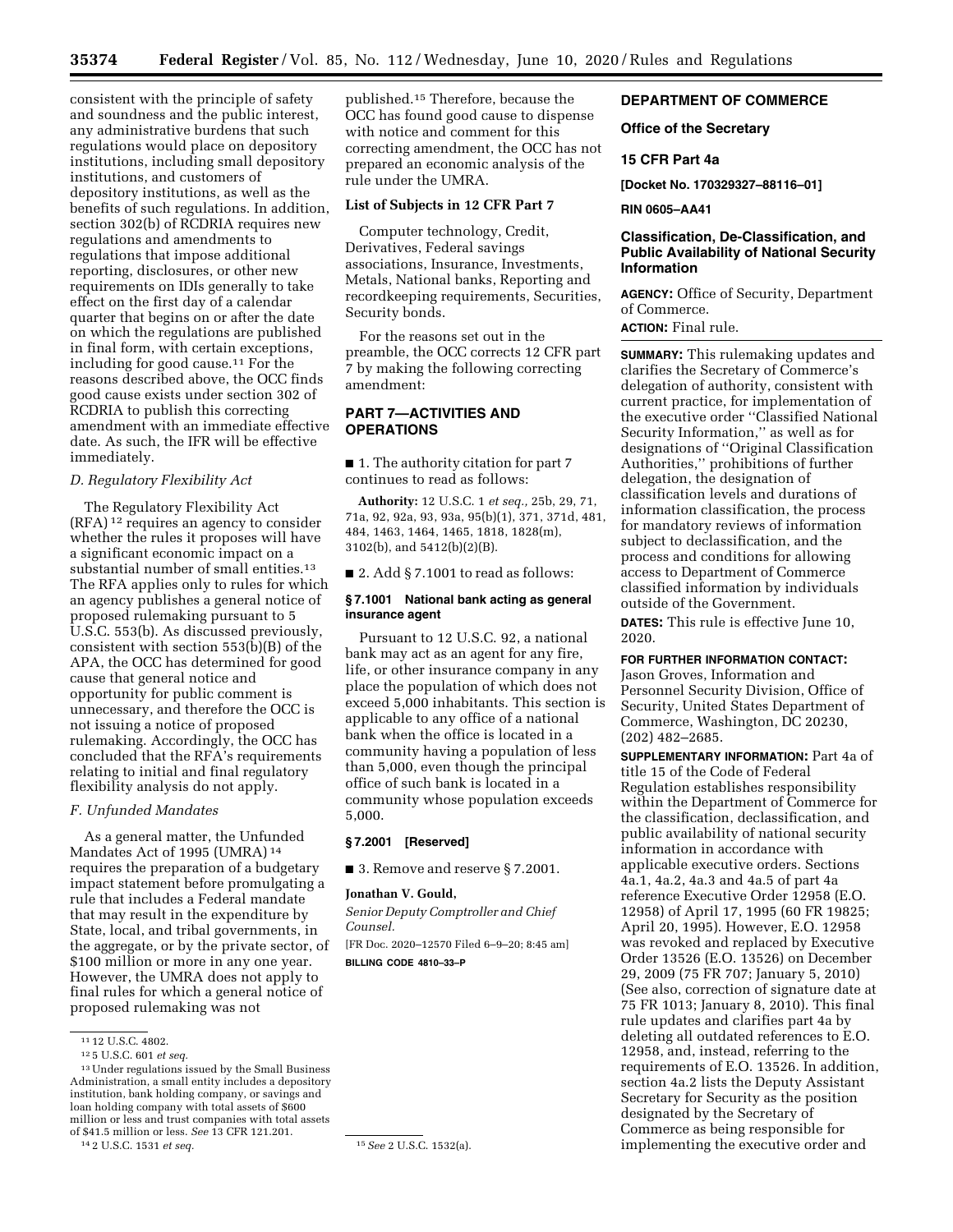consistent with the principle of safety and soundness and the public interest, any administrative burdens that such regulations would place on depository institutions, including small depository institutions, and customers of depository institutions, as well as the benefits of such regulations. In addition, section 302(b) of RCDRIA requires new regulations and amendments to regulations that impose additional reporting, disclosures, or other new requirements on IDIs generally to take effect on the first day of a calendar quarter that begins on or after the date on which the regulations are published in final form, with certain exceptions, including for good cause.[11] For the reasons described above, the OCC finds good cause exists under section 302 of RCDRIA to publish this correcting amendment with an immediate effective date. As such, the IFR will be effective immediately.

### *D. Regulatory Flexibility Act*

The Regulatory Flexibility Act (RFA)[12] requires an agency to consider whether the rules it proposes will have a significant economic impact on a substantial number of small entities.[13] The RFA applies only to rules for which an agency publishes a general notice of proposed rulemaking pursuant to 5 U.S.C. 553(b). As discussed previously, consistent with section 553(b)(B) of the APA, the OCC has determined for good cause that general notice and opportunity for public comment is unnecessary, and therefore the OCC is not issuing a notice of proposed rulemaking. Accordingly, the OCC has concluded that the RFA's requirements relating to initial and final regulatory flexibility analysis do not apply.

### *F. Unfunded Mandates*

As a general matter, the Unfunded Mandates Act of 1995 (UMRA)[14] requires the preparation of a budgetary impact statement before promulgating a rule that includes a Federal mandate that may result in the expenditure by State, local, and tribal governments, in the aggregate, or by the private sector, of $100 million or more in any one year. However, the UMRA does not apply to final rules for which a general notice of proposed rulemaking was not published.[15] Therefore, because the OCC has found good cause to dispense with notice and comment for this correcting amendment, the OCC has not prepared an economic analysis of the rule under the UMRA.

### List of Subjects in 12 CFR Part 7

Computer technology, Credit, Derivatives, Federal savings associations, Insurance, Investments, Metals, National banks, Reporting and recordkeeping requirements, Securities, Security bonds.

For the reasons set out in the preamble, the OCC corrects 12 CFR part 7 by making the following correcting amendment:

## PART 7—ACTIVITIES AND OPERATIONS

■ 1. The authority citation for part 7 continues to read as follows:

**Authority:** 12 U.S.C. 1 *et seq.,* 25b, 29, 71, 71a, 92, 92a, 93, 93a, 95(b)(1), 371, 371d, 481, 484, 1463, 1464, 1465, 1818, 1828(m), 3102(b), and 5412(b)(2)(B).

■ 2. Add § 7.1001 to read as follows:

### § 7.1001 National bank acting as general insurance agent

Pursuant to 12 U.S.C. 92, a national bank may act as an agent for any fire, life, or other insurance company in any place the population of which does not exceed 5,000 inhabitants. This section is applicable to any office of a national bank when the office is located in a community having a population of less than 5,000, even though the principal office of such bank is located in a community whose population exceeds 5,000.

### § 7.2001 [Reserved]

■ 3. Remove and reserve § 7.2001.

**Jonathan V. Gould,**

*Senior Deputy Comptroller and Chief Counsel.*

[FR Doc. 2020–12570 Filed 6–9–20; 8:45 am]

**BILLING CODE 4810–33–P**

[11] 12 U.S.C. 4802.

[12] 5 U.S.C. 601 *et seq.*

[13] Under regulations issued by the Small Business Administration, a small entity includes a depository institution, bank holding company, or savings and loan holding company with total assets of $600 million or less and trust companies with total assets of $41.5 million or less. *See* 13 CFR 121.201.

[14] 2 U.S.C. 1531 *et seq.*

[15] *See* 2 U.S.C. 1532(a).

## DEPARTMENT OF COMMERCE

## Office of the Secretary

## 15 CFR Part 4a

**[Docket No. 170329327–88116–01]**

**RIN 0605–AA41**

## Classification, De-Classification, and Public Availability of National Security Information

**AGENCY:** Office of Security, Department of Commerce.

**ACTION:** Final rule.

**SUMMARY:** This rulemaking updates and clarifies the Secretary of Commerce's delegation of authority, consistent with current practice, for implementation of the executive order "Classified National Security Information," as well as for designations of "Original Classification Authorities," prohibitions of further delegation, the designation of classification levels and durations of information classification, the process for mandatory reviews of information subject to declassification, and the process and conditions for allowing access to Department of Commerce classified information by individuals outside of the Government.

**DATES:** This rule is effective June 10, 2020.

**FOR FURTHER INFORMATION CONTACT:** Jason Groves, Information and Personnel Security Division, Office of Security, United States Department of Commerce, Washington, DC 20230, (202) 482–2685.

**SUPPLEMENTARY INFORMATION:** Part 4a of title 15 of the Code of Federal Regulation establishes responsibility within the Department of Commerce for the classification, declassification, and public availability of national security information in accordance with applicable executive orders. Sections 4a.1, 4a.2, 4a.3 and 4a.5 of part 4a reference Executive Order 12958 (E.O. 12958) of April 17, 1995 (60 FR 19825; April 20, 1995). However, E.O. 12958 was revoked and replaced by Executive Order 13526 (E.O. 13526) on December 29, 2009 (75 FR 707; January 5, 2010) (See also, correction of signature date at 75 FR 1013; January 8, 2010). This final rule updates and clarifies part 4a by deleting all outdated references to E.O. 12958, and, instead, referring to the requirements of E.O. 13526. In addition, section 4a.2 lists the Deputy Assistant Secretary for Security as the position designated by the Secretary of Commerce as being responsible for implementing the executive order and